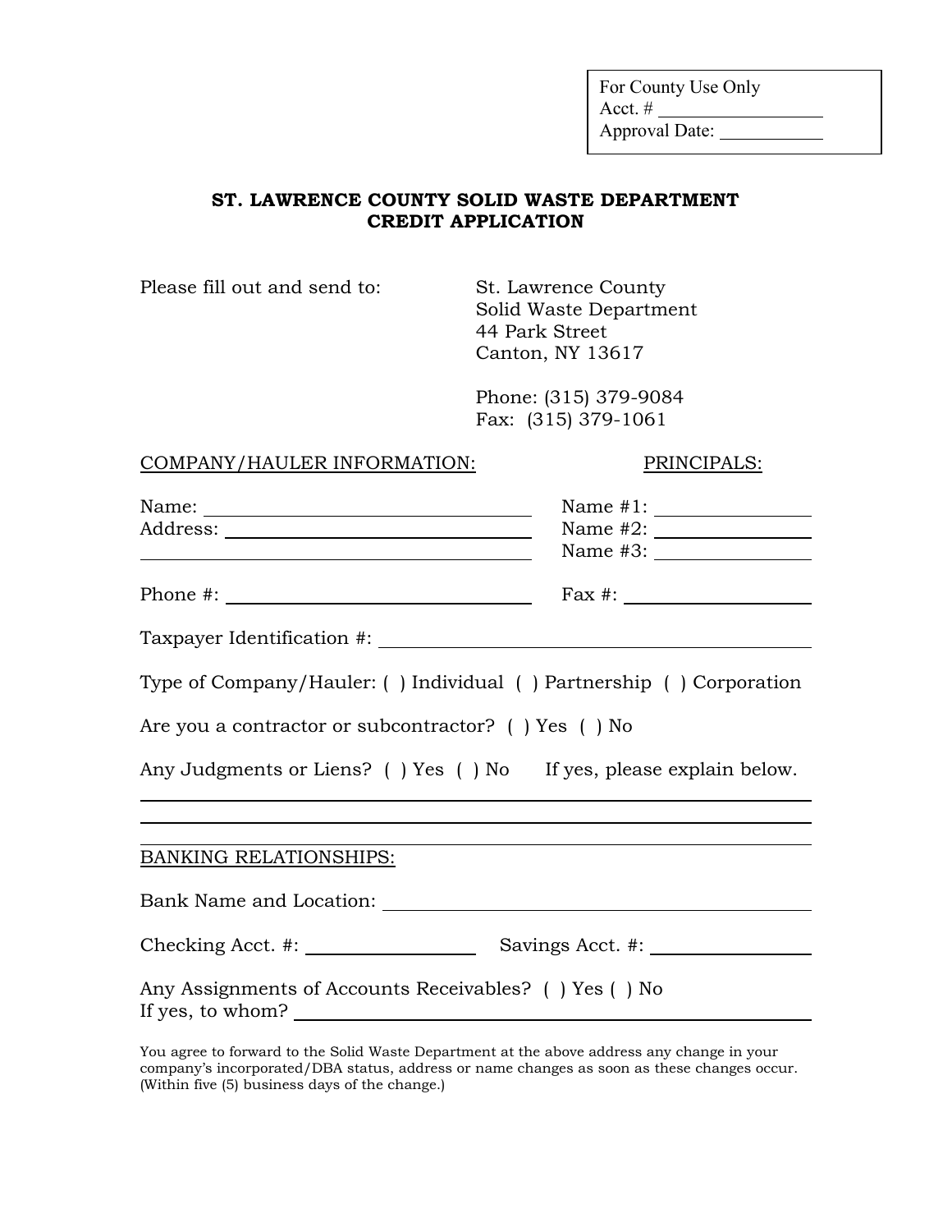For County Use Only
Acct. # ________________
Approval Date: ___________

## ST. LAWRENCE COUNTY SOLID WASTE DEPARTMENT
## CREDIT APPLICATION

Please fill out and send to:

St. Lawrence County
Solid Waste Department
44 Park Street
Canton, NY 13617

Phone: (315) 379-9084
Fax: (315) 379-1061

COMPANY/HAULER INFORMATION:

Name: ________________________________
Address: ______________________________
______________________________________

Phone #: ______________________________

PRINCIPALS:

Name #1: ______________
Name #2: ______________
Name #3: ______________

Fax #: ________________

Taxpayer Identification #: ______________________________

Type of Company/Hauler: ( ) Individual ( ) Partnership ( ) Corporation

Are you a contractor or subcontractor? ( ) Yes ( ) No

Any Judgments or Liens? ( ) Yes ( ) No If yes, please explain below.

______________________________________________________________
______________________________________________________________
______________________________________________________________

BANKING RELATIONSHIPS:

Bank Name and Location: ______________________________

Checking Acct. #: ______________ Savings Acct. #: ______________

Any Assignments of Accounts Receivables? ( ) Yes ( ) No
If yes, to whom? ______________________________

You agree to forward to the Solid Waste Department at the above address any change in your company's incorporated/DBA status, address or name changes as soon as these changes occur. (Within five (5) business days of the change.)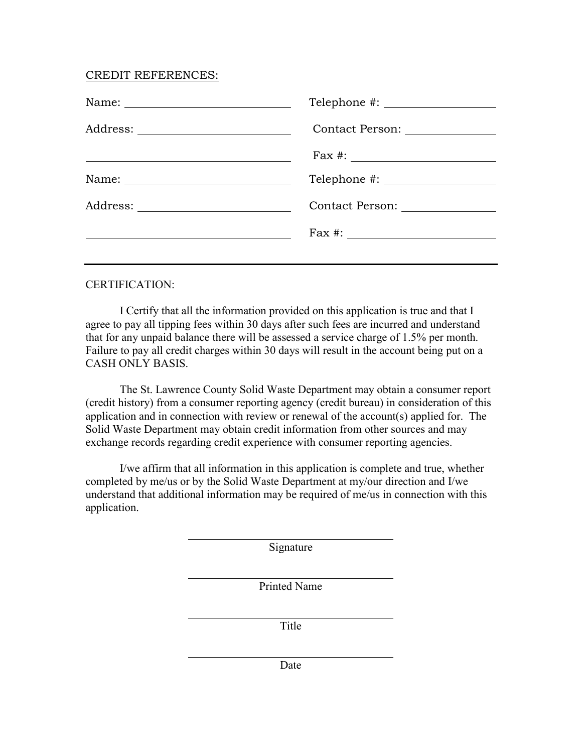CREDIT REFERENCES:

Name: ____________________________ Telephone #: ____________________

Address: __________________________ Contact Person: ________________

__________________________________ Fax #: ________________________

Name: ____________________________ Telephone #: ____________________

Address: __________________________ Contact Person: ________________

__________________________________ Fax #: ________________________

---

CERTIFICATION:

I Certify that all the information provided on this application is true and that I agree to pay all tipping fees within 30 days after such fees are incurred and understand that for any unpaid balance there will be assessed a service charge of 1.5% per month. Failure to pay all credit charges within 30 days will result in the account being put on a CASH ONLY BASIS.

The St. Lawrence County Solid Waste Department may obtain a consumer report (credit history) from a consumer reporting agency (credit bureau) in consideration of this application and in connection with review or renewal of the account(s) applied for. The Solid Waste Department may obtain credit information from other sources and may exchange records regarding credit experience with consumer reporting agencies.

I/we affirm that all information in this application is complete and true, whether completed by me/us or by the Solid Waste Department at my/our direction and I/we understand that additional information may be required of me/us in connection with this application.

______________________________
Signature

______________________________
Printed Name

______________________________
Title

______________________________
Date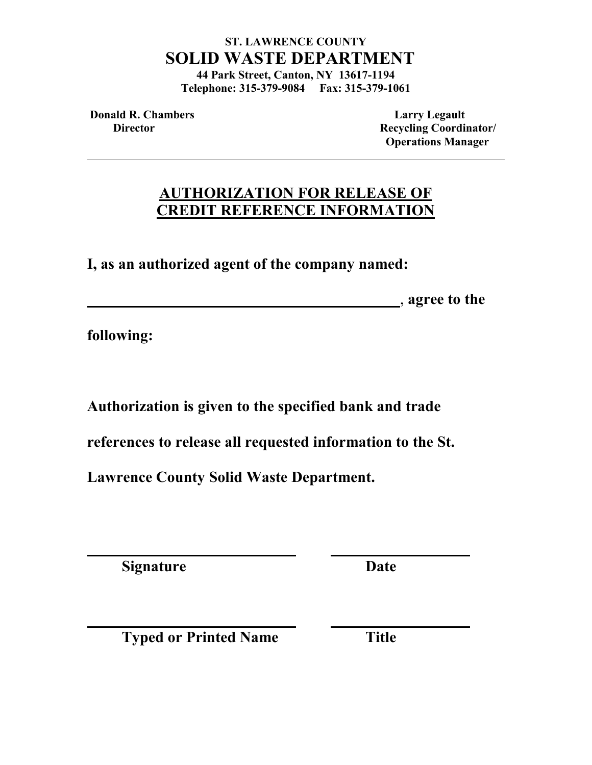**ST. LAWRENCE COUNTY**

# SOLID WASTE DEPARTMENT

**44 Park Street, Canton, NY 13617-1194**
**Telephone: 315-379-9084 Fax: 315-379-1061**

**Donald R. Chambers**
**Director**

**Larry Legault**
**Recycling Coordinator/**
**Operations Manager**

---

## AUTHORIZATION FOR RELEASE OF CREDIT REFERENCE INFORMATION

**I, as an authorized agent of the company named:**

**______________________________________________, agree to the following:**

**Authorization is given to the specified bank and trade references to release all requested information to the St. Lawrence County Solid Waste Department.**

| ______________________________ | ____________________ |
|---|---|
| **Signature** | **Date** |
| ______________________________ | ____________________ |
| **Typed or Printed Name** | **Title** |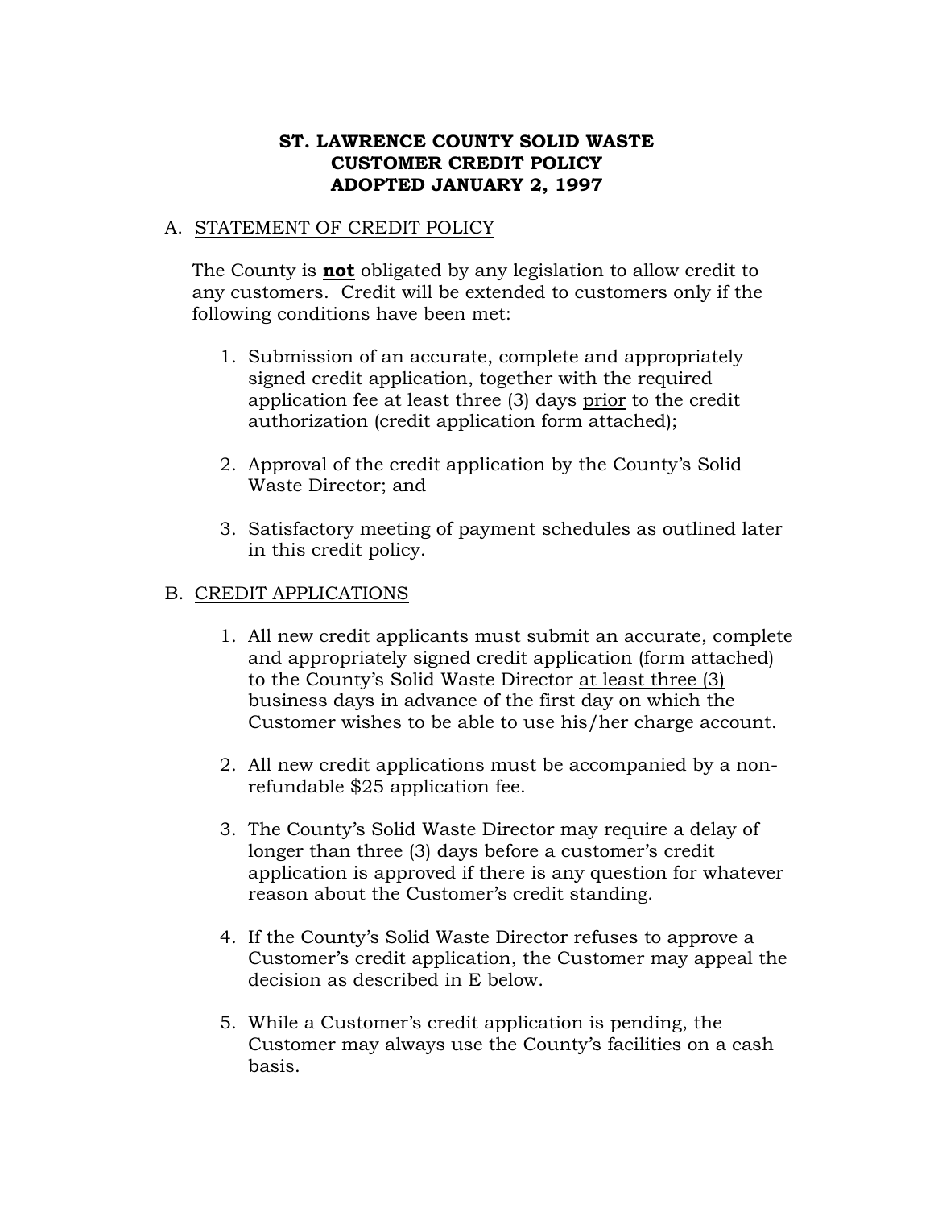# ST. LAWRENCE COUNTY SOLID WASTE
# CUSTOMER CREDIT POLICY
# ADOPTED JANUARY 2, 1997

## A. STATEMENT OF CREDIT POLICY

The County is **not** obligated by any legislation to allow credit to any customers. Credit will be extended to customers only if the following conditions have been met:

1. Submission of an accurate, complete and appropriately signed credit application, together with the required application fee at least three (3) days prior to the credit authorization (credit application form attached);

2. Approval of the credit application by the County's Solid Waste Director; and

3. Satisfactory meeting of payment schedules as outlined later in this credit policy.

## B. CREDIT APPLICATIONS

1. All new credit applicants must submit an accurate, complete and appropriately signed credit application (form attached) to the County's Solid Waste Director at least three (3) business days in advance of the first day on which the Customer wishes to be able to use his/her charge account.

2. All new credit applications must be accompanied by a non-refundable $25 application fee.

3. The County's Solid Waste Director may require a delay of longer than three (3) days before a customer's credit application is approved if there is any question for whatever reason about the Customer's credit standing.

4. If the County's Solid Waste Director refuses to approve a Customer's credit application, the Customer may appeal the decision as described in E below.

5. While a Customer's credit application is pending, the Customer may always use the County's facilities on a cash basis.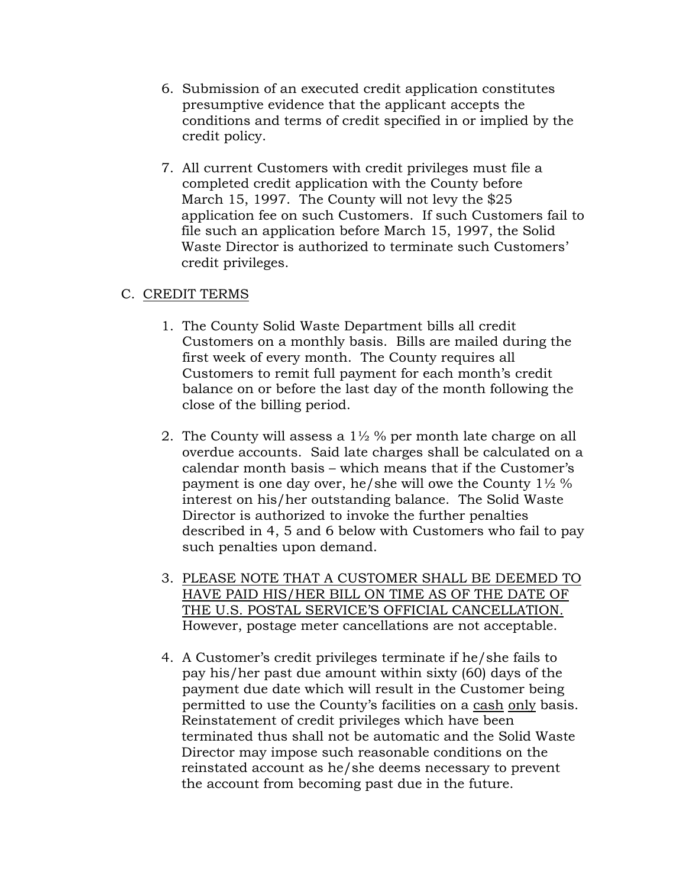6. Submission of an executed credit application constitutes presumptive evidence that the applicant accepts the conditions and terms of credit specified in or implied by the credit policy.

7. All current Customers with credit privileges must file a completed credit application with the County before March 15, 1997. The County will not levy the $25 application fee on such Customers. If such Customers fail to file such an application before March 15, 1997, the Solid Waste Director is authorized to terminate such Customers' credit privileges.

C. <u>CREDIT TERMS</u>

1. The County Solid Waste Department bills all credit Customers on a monthly basis. Bills are mailed during the first week of every month. The County requires all Customers to remit full payment for each month's credit balance on or before the last day of the month following the close of the billing period.

2. The County will assess a 1½ % per month late charge on all overdue accounts. Said late charges shall be calculated on a calendar month basis – which means that if the Customer's payment is one day over, he/she will owe the County 1½ % interest on his/her outstanding balance. The Solid Waste Director is authorized to invoke the further penalties described in 4, 5 and 6 below with Customers who fail to pay such penalties upon demand.

3. <u>PLEASE NOTE THAT A CUSTOMER SHALL BE DEEMED TO HAVE PAID HIS/HER BILL ON TIME AS OF THE DATE OF THE U.S. POSTAL SERVICE'S OFFICIAL CANCELLATION.</u> However, postage meter cancellations are not acceptable.

4. A Customer's credit privileges terminate if he/she fails to pay his/her past due amount within sixty (60) days of the payment due date which will result in the Customer being permitted to use the County's facilities on a <u>cash</u> <u>only</u> basis. Reinstatement of credit privileges which have been terminated thus shall not be automatic and the Solid Waste Director may impose such reasonable conditions on the reinstated account as he/she deems necessary to prevent the account from becoming past due in the future.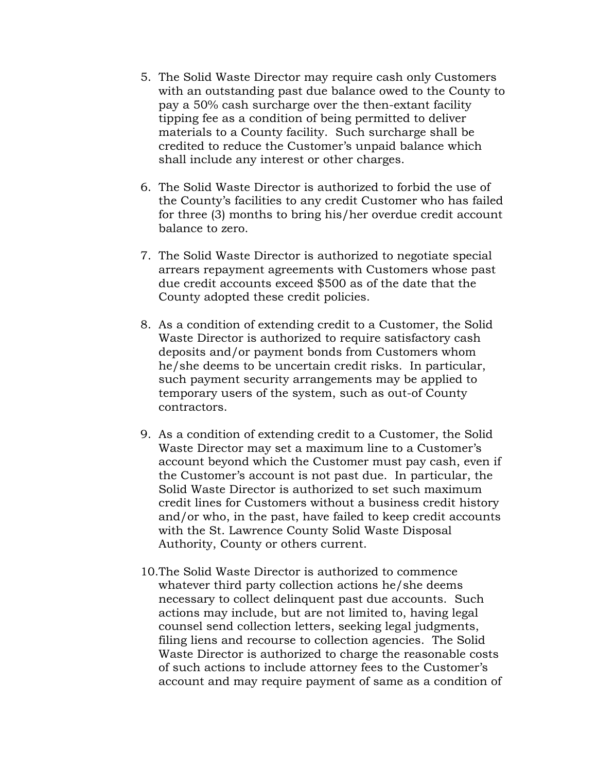5. The Solid Waste Director may require cash only Customers with an outstanding past due balance owed to the County to pay a 50% cash surcharge over the then-extant facility tipping fee as a condition of being permitted to deliver materials to a County facility. Such surcharge shall be credited to reduce the Customer's unpaid balance which shall include any interest or other charges.

6. The Solid Waste Director is authorized to forbid the use of the County's facilities to any credit Customer who has failed for three (3) months to bring his/her overdue credit account balance to zero.

7. The Solid Waste Director is authorized to negotiate special arrears repayment agreements with Customers whose past due credit accounts exceed $500 as of the date that the County adopted these credit policies.

8. As a condition of extending credit to a Customer, the Solid Waste Director is authorized to require satisfactory cash deposits and/or payment bonds from Customers whom he/she deems to be uncertain credit risks. In particular, such payment security arrangements may be applied to temporary users of the system, such as out-of County contractors.

9. As a condition of extending credit to a Customer, the Solid Waste Director may set a maximum line to a Customer's account beyond which the Customer must pay cash, even if the Customer's account is not past due. In particular, the Solid Waste Director is authorized to set such maximum credit lines for Customers without a business credit history and/or who, in the past, have failed to keep credit accounts with the St. Lawrence County Solid Waste Disposal Authority, County or others current.

10. The Solid Waste Director is authorized to commence whatever third party collection actions he/she deems necessary to collect delinquent past due accounts. Such actions may include, but are not limited to, having legal counsel send collection letters, seeking legal judgments, filing liens and recourse to collection agencies. The Solid Waste Director is authorized to charge the reasonable costs of such actions to include attorney fees to the Customer's account and may require payment of same as a condition of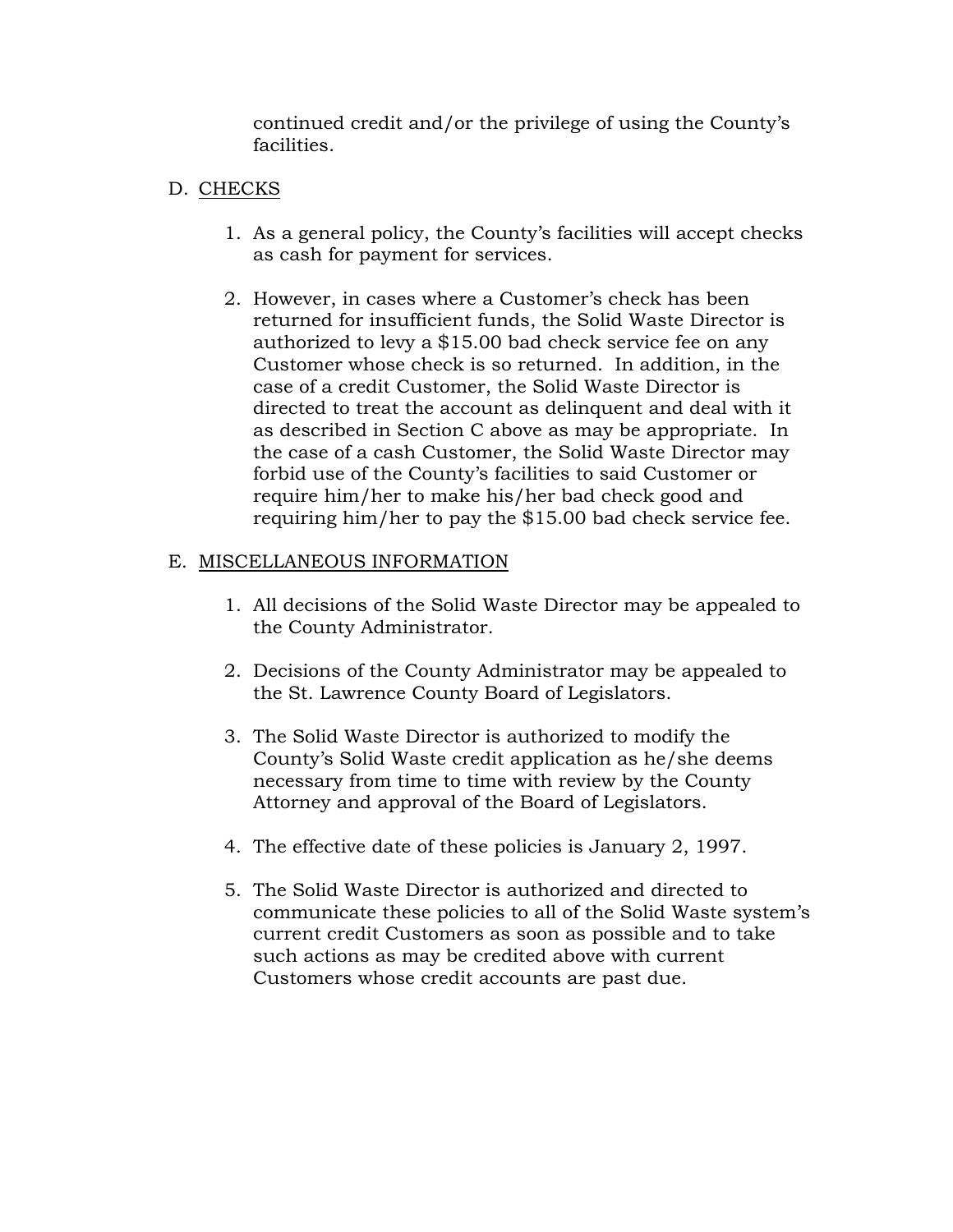continued credit and/or the privilege of using the County's facilities.

D. <u>CHECKS</u>

1. As a general policy, the County's facilities will accept checks as cash for payment for services.

2. However, in cases where a Customer's check has been returned for insufficient funds, the Solid Waste Director is authorized to levy a $15.00 bad check service fee on any Customer whose check is so returned. In addition, in the case of a credit Customer, the Solid Waste Director is directed to treat the account as delinquent and deal with it as described in Section C above as may be appropriate. In the case of a cash Customer, the Solid Waste Director may forbid use of the County's facilities to said Customer or require him/her to make his/her bad check good and requiring him/her to pay the $15.00 bad check service fee.

E. <u>MISCELLANEOUS INFORMATION</u>

1. All decisions of the Solid Waste Director may be appealed to the County Administrator.

2. Decisions of the County Administrator may be appealed to the St. Lawrence County Board of Legislators.

3. The Solid Waste Director is authorized to modify the County's Solid Waste credit application as he/she deems necessary from time to time with review by the County Attorney and approval of the Board of Legislators.

4. The effective date of these policies is January 2, 1997.

5. The Solid Waste Director is authorized and directed to communicate these policies to all of the Solid Waste system's current credit Customers as soon as possible and to take such actions as may be credited above with current Customers whose credit accounts are past due.